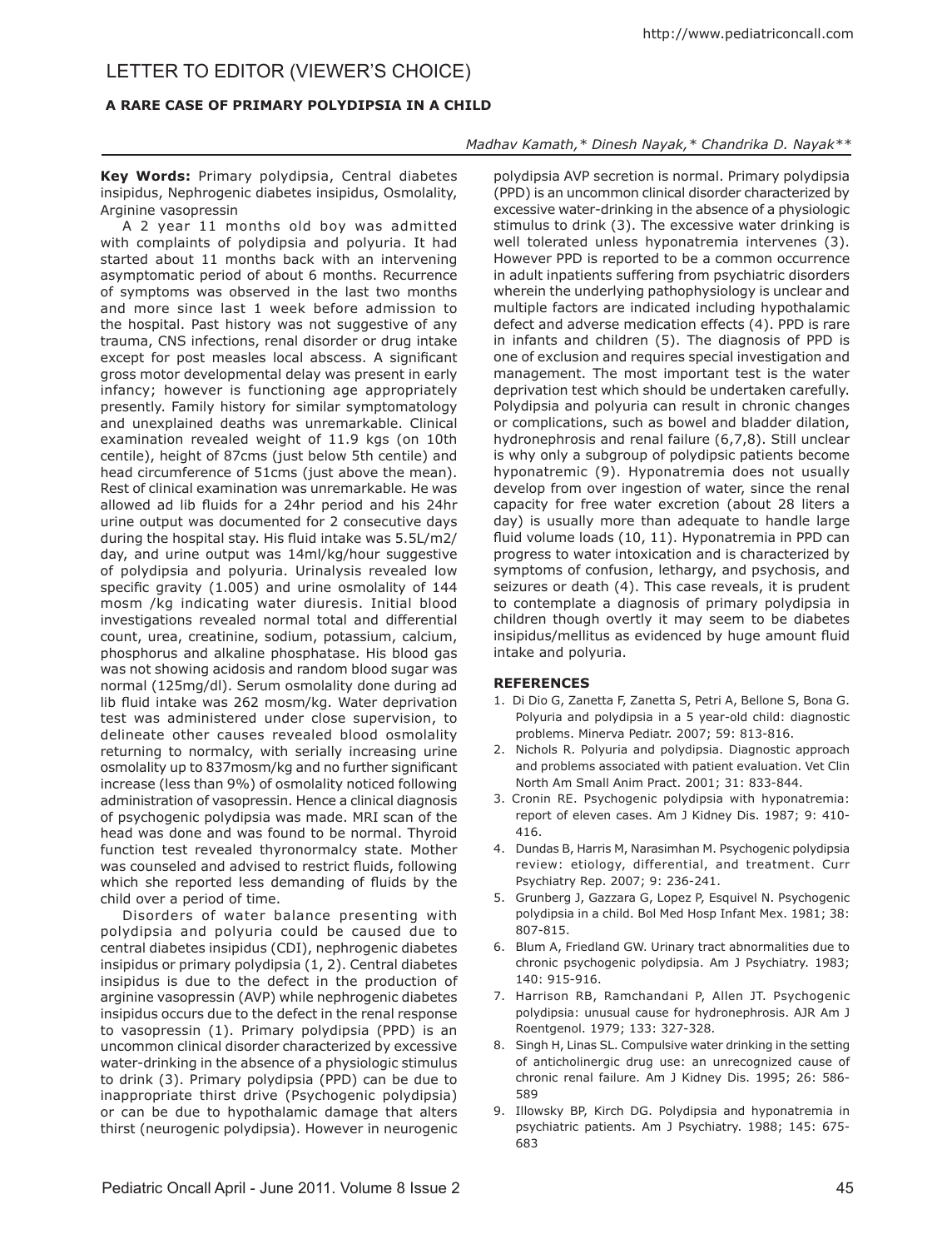# LETTER TO EDITOR (VIEWER'S CHOICE)

## A RARE CASE OF PRIMARY POLYDIPSIA IN A CHILD

*Madhav Kamath,\* Dinesh Nayak,\* Chandrika D. Nayak\*\**

**Key Words:** Primary polydipsia, Central diabetes insipidus, Nephrogenic diabetes insipidus, Osmolality, Arginine vasopressin

A 2 year 11 months old boy was admitted with complaints of polydipsia and polyuria. It had started about 11 months back with an intervening asymptomatic period of about 6 months. Recurrence of symptoms was observed in the last two months and more since last 1 week before admission to the hospital. Past history was not suggestive of any trauma, CNS infections, renal disorder or drug intake except for post measles local abscess. A significant gross motor developmental delay was present in early infancy; however is functioning age appropriately presently. Family history for similar symptomatology and unexplained deaths was unremarkable. Clinical examination revealed weight of 11.9 kgs (on 10th centile), height of 87cms (just below 5th centile) and head circumference of 51cms (just above the mean). Rest of clinical examination was unremarkable. He was allowed ad lib fluids for a 24hr period and his 24hr urine output was documented for 2 consecutive days during the hospital stay. His fluid intake was 5.5L/m2/day, and urine output was 14ml/kg/hour suggestive of polydipsia and polyuria. Urinalysis revealed low specific gravity (1.005) and urine osmolality of 144 mosm /kg indicating water diuresis. Initial blood investigations revealed normal total and differential count, urea, creatinine, sodium, potassium, calcium, phosphorus and alkaline phosphatase. His blood gas was not showing acidosis and random blood sugar was normal (125mg/dl). Serum osmolality done during ad lib fluid intake was 262 mosm/kg. Water deprivation test was administered under close supervision, to delineate other causes revealed blood osmolality returning to normalcy, with serially increasing urine osmolality up to 837mosm/kg and no further significant increase (less than 9%) of osmolality noticed following administration of vasopressin. Hence a clinical diagnosis of psychogenic polydipsia was made. MRI scan of the head was done and was found to be normal. Thyroid function test revealed thyronormalcy state. Mother was counseled and advised to restrict fluids, following which she reported less demanding of fluids by the child over a period of time.

Disorders of water balance presenting with polydipsia and polyuria could be caused due to central diabetes insipidus (CDI), nephrogenic diabetes insipidus or primary polydipsia (1, 2). Central diabetes insipidus is due to the defect in the production of arginine vasopressin (AVP) while nephrogenic diabetes insipidus occurs due to the defect in the renal response to vasopressin (1). Primary polydipsia (PPD) is an uncommon clinical disorder characterized by excessive water-drinking in the absence of a physiologic stimulus to drink (3). Primary polydipsia (PPD) can be due to inappropriate thirst drive (Psychogenic polydipsia) or can be due to hypothalamic damage that alters thirst (neurogenic polydipsia). However in neurogenic polydipsia AVP secretion is normal. Primary polydipsia (PPD) is an uncommon clinical disorder characterized by excessive water-drinking in the absence of a physiologic stimulus to drink (3). The excessive water drinking is well tolerated unless hyponatremia intervenes (3). However PPD is reported to be a common occurrence in adult inpatients suffering from psychiatric disorders wherein the underlying pathophysiology is unclear and multiple factors are indicated including hypothalamic defect and adverse medication effects (4). PPD is rare in infants and children (5). The diagnosis of PPD is one of exclusion and requires special investigation and management. The most important test is the water deprivation test which should be undertaken carefully. Polydipsia and polyuria can result in chronic changes or complications, such as bowel and bladder dilation, hydronephrosis and renal failure (6,7,8). Still unclear is why only a subgroup of polydipsic patients become hyponatremic (9). Hyponatremia does not usually develop from over ingestion of water, since the renal capacity for free water excretion (about 28 liters a day) is usually more than adequate to handle large fluid volume loads (10, 11). Hyponatremia in PPD can progress to water intoxication and is characterized by symptoms of confusion, lethargy, and psychosis, and seizures or death (4). This case reveals, it is prudent to contemplate a diagnosis of primary polydipsia in children though overtly it may seem to be diabetes insipidus/mellitus as evidenced by huge amount fluid intake and polyuria.

### REFERENCES

1. Di Dio G, Zanetta F, Zanetta S, Petri A, Bellone S, Bona G. Polyuria and polydipsia in a 5 year-old child: diagnostic problems. Minerva Pediatr. 2007; 59: 813-816.
2. Nichols R. Polyuria and polydipsia. Diagnostic approach and problems associated with patient evaluation. Vet Clin North Am Small Anim Pract. 2001; 31: 833-844.
3. Cronin RE. Psychogenic polydipsia with hyponatremia: report of eleven cases. Am J Kidney Dis. 1987; 9: 410-416.
4. Dundas B, Harris M, Narasimhan M. Psychogenic polydipsia review: etiology, differential, and treatment. Curr Psychiatry Rep. 2007; 9: 236-241.
5. Grunberg J, Gazzara G, Lopez P, Esquivel N. Psychogenic polydipsia in a child. Bol Med Hosp Infant Mex. 1981; 38: 807-815.
6. Blum A, Friedland GW. Urinary tract abnormalities due to chronic psychogenic polydipsia. Am J Psychiatry. 1983; 140: 915-916.
7. Harrison RB, Ramchandani P, Allen JT. Psychogenic polydipsia: unusual cause for hydronephrosis. AJR Am J Roentgenol. 1979; 133: 327-328.
8. Singh H, Linas SL. Compulsive water drinking in the setting of anticholinergic drug use: an unrecognized cause of chronic renal failure. Am J Kidney Dis. 1995; 26: 586-589
9. Illowsky BP, Kirch DG. Polydipsia and hyponatremia in psychiatric patients. Am J Psychiatry. 1988; 145: 675-683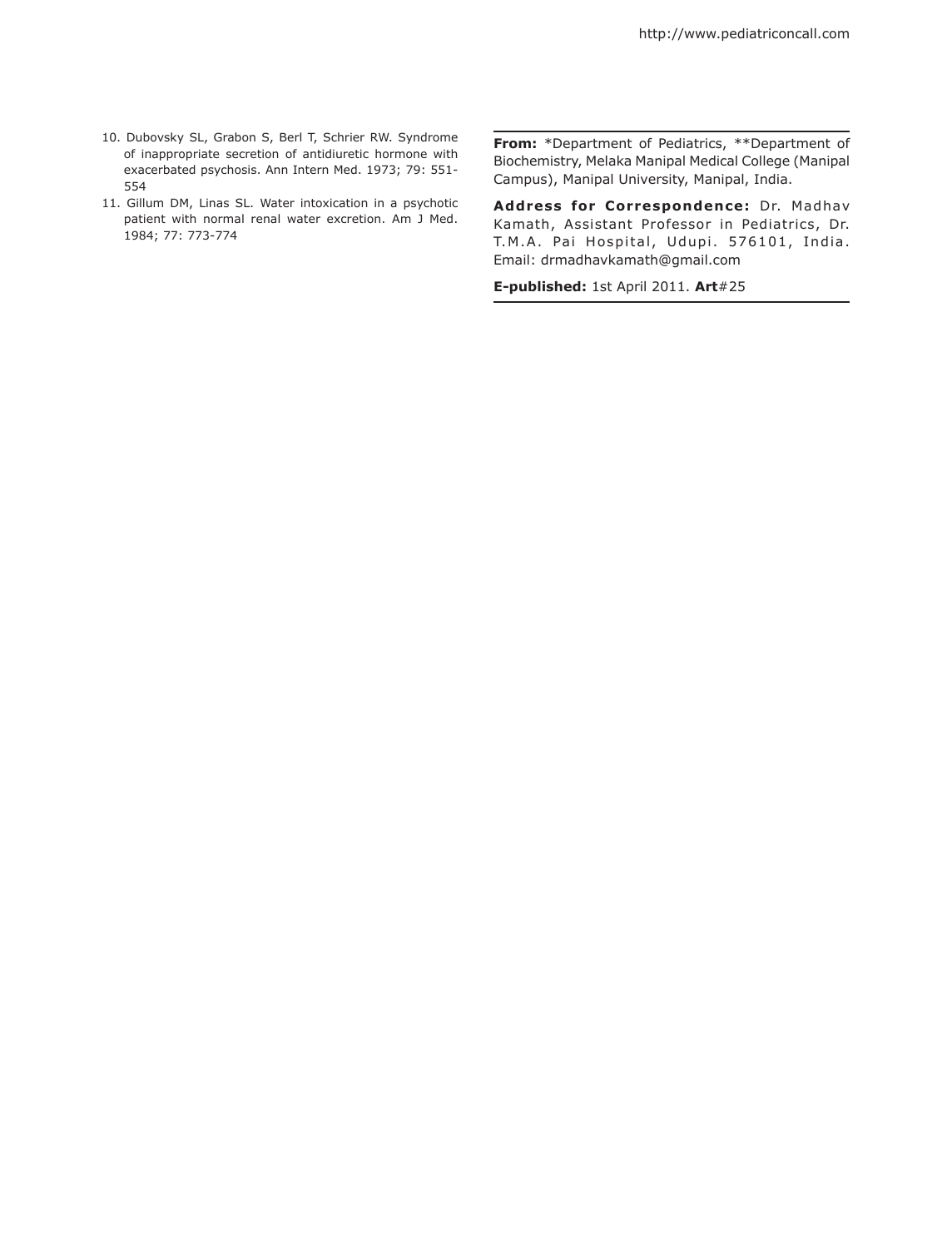10. Dubovsky SL, Grabon S, Berl T, Schrier RW. Syndrome of inappropriate secretion of antidiuretic hormone with exacerbated psychosis. Ann Intern Med. 1973; 79: 551-554
11. Gillum DM, Linas SL. Water intoxication in a psychotic patient with normal renal water excretion. Am J Med. 1984; 77: 773-774

**From:** *Department of Pediatrics, **Department of Biochemistry, Melaka Manipal Medical College (Manipal Campus), Manipal University, Manipal, India.

**Address for Correspondence:** Dr. Madhav Kamath, Assistant Professor in Pediatrics, Dr. T.M.A. Pai Hospital, Udupi. 576101, India. Email: drmadhavkamath@gmail.com

**E-published:** 1st April 2011. **Art**#25